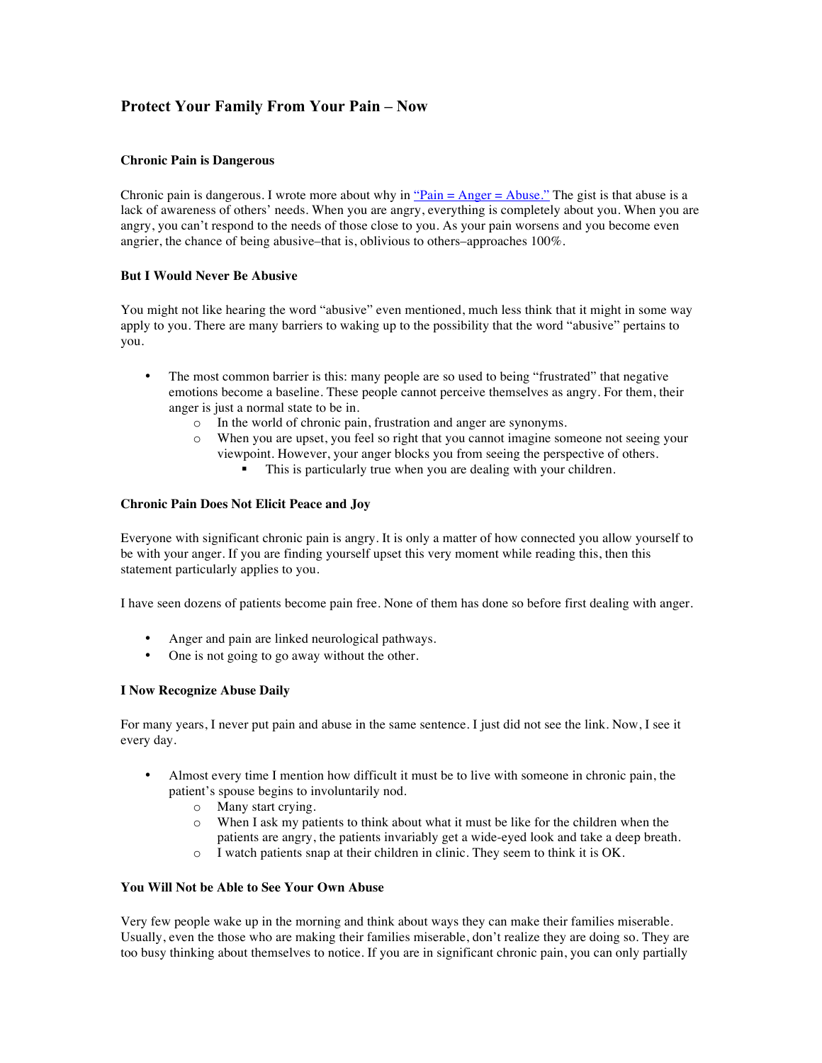# Protect Your Family From Your Pain – Now

### Chronic Pain is Dangerous

Chronic pain is dangerous. I wrote more about why in ["Pain = Anger = Abuse."]() The gist is that abuse is a lack of awareness of others' needs. When you are angry, everything is completely about you. When you are angry, you can't respond to the needs of those close to you. As your pain worsens and you become even angrier, the chance of being abusive–that is, oblivious to others–approaches 100%.

### But I Would Never Be Abusive

You might not like hearing the word "abusive" even mentioned, much less think that it might in some way apply to you. There are many barriers to waking up to the possibility that the word "abusive" pertains to you.

- The most common barrier is this: many people are so used to being "frustrated" that negative emotions become a baseline. These people cannot perceive themselves as angry. For them, their anger is just a normal state to be in.
  - In the world of chronic pain, frustration and anger are synonyms.
  - When you are upset, you feel so right that you cannot imagine someone not seeing your viewpoint. However, your anger blocks you from seeing the perspective of others.
    - This is particularly true when you are dealing with your children.

### Chronic Pain Does Not Elicit Peace and Joy

Everyone with significant chronic pain is angry. It is only a matter of how connected you allow yourself to be with your anger. If you are finding yourself upset this very moment while reading this, then this statement particularly applies to you.

I have seen dozens of patients become pain free. None of them has done so before first dealing with anger.

- Anger and pain are linked neurological pathways.
- One is not going to go away without the other.

### I Now Recognize Abuse Daily

For many years, I never put pain and abuse in the same sentence. I just did not see the link. Now, I see it every day.

- Almost every time I mention how difficult it must be to live with someone in chronic pain, the patient's spouse begins to involuntarily nod.
  - Many start crying.
  - When I ask my patients to think about what it must be like for the children when the patients are angry, the patients invariably get a wide-eyed look and take a deep breath.
  - I watch patients snap at their children in clinic. They seem to think it is OK.

### You Will Not be Able to See Your Own Abuse

Very few people wake up in the morning and think about ways they can make their families miserable. Usually, even the those who are making their families miserable, don't realize they are doing so. They are too busy thinking about themselves to notice. If you are in significant chronic pain, you can only partially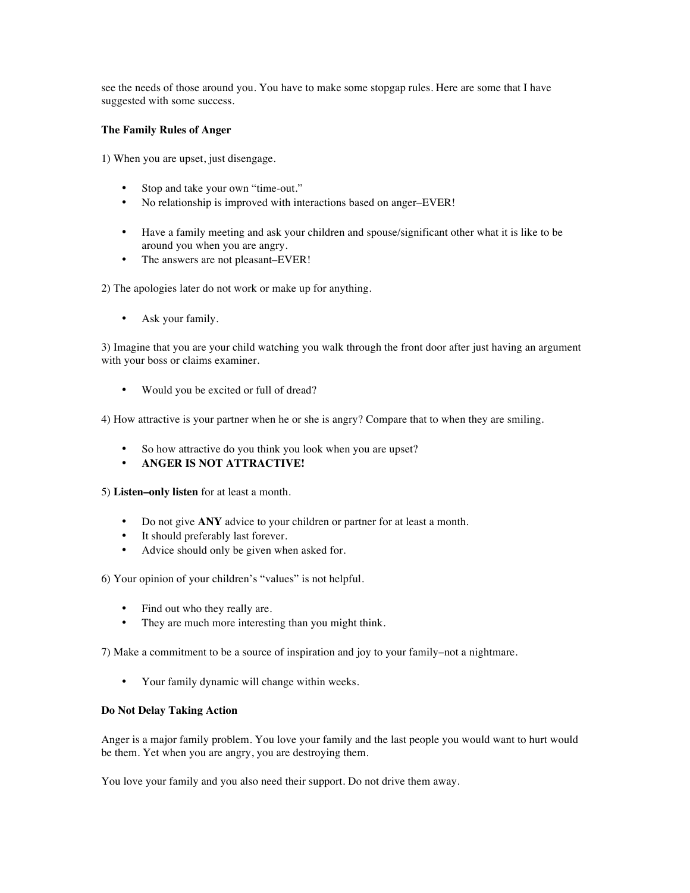see the needs of those around you. You have to make some stopgap rules. Here are some that I have suggested with some success.

**The Family Rules of Anger**

1) When you are upset, just disengage.

- Stop and take your own "time-out."
- No relationship is improved with interactions based on anger–EVER!

- Have a family meeting and ask your children and spouse/significant other what it is like to be around you when you are angry.
- The answers are not pleasant–EVER!

2) The apologies later do not work or make up for anything.

- Ask your family.

3) Imagine that you are your child watching you walk through the front door after just having an argument with your boss or claims examiner.

- Would you be excited or full of dread?

4) How attractive is your partner when he or she is angry? Compare that to when they are smiling.

- So how attractive do you think you look when you are upset?
- **ANGER IS NOT ATTRACTIVE!**

5) **Listen–only listen** for at least a month.

- Do not give **ANY** advice to your children or partner for at least a month.
- It should preferably last forever.
- Advice should only be given when asked for.

6) Your opinion of your children's "values" is not helpful.

- Find out who they really are.
- They are much more interesting than you might think.

7) Make a commitment to be a source of inspiration and joy to your family–not a nightmare.

- Your family dynamic will change within weeks.

**Do Not Delay Taking Action**

Anger is a major family problem. You love your family and the last people you would want to hurt would be them. Yet when you are angry, you are destroying them.

You love your family and you also need their support. Do not drive them away.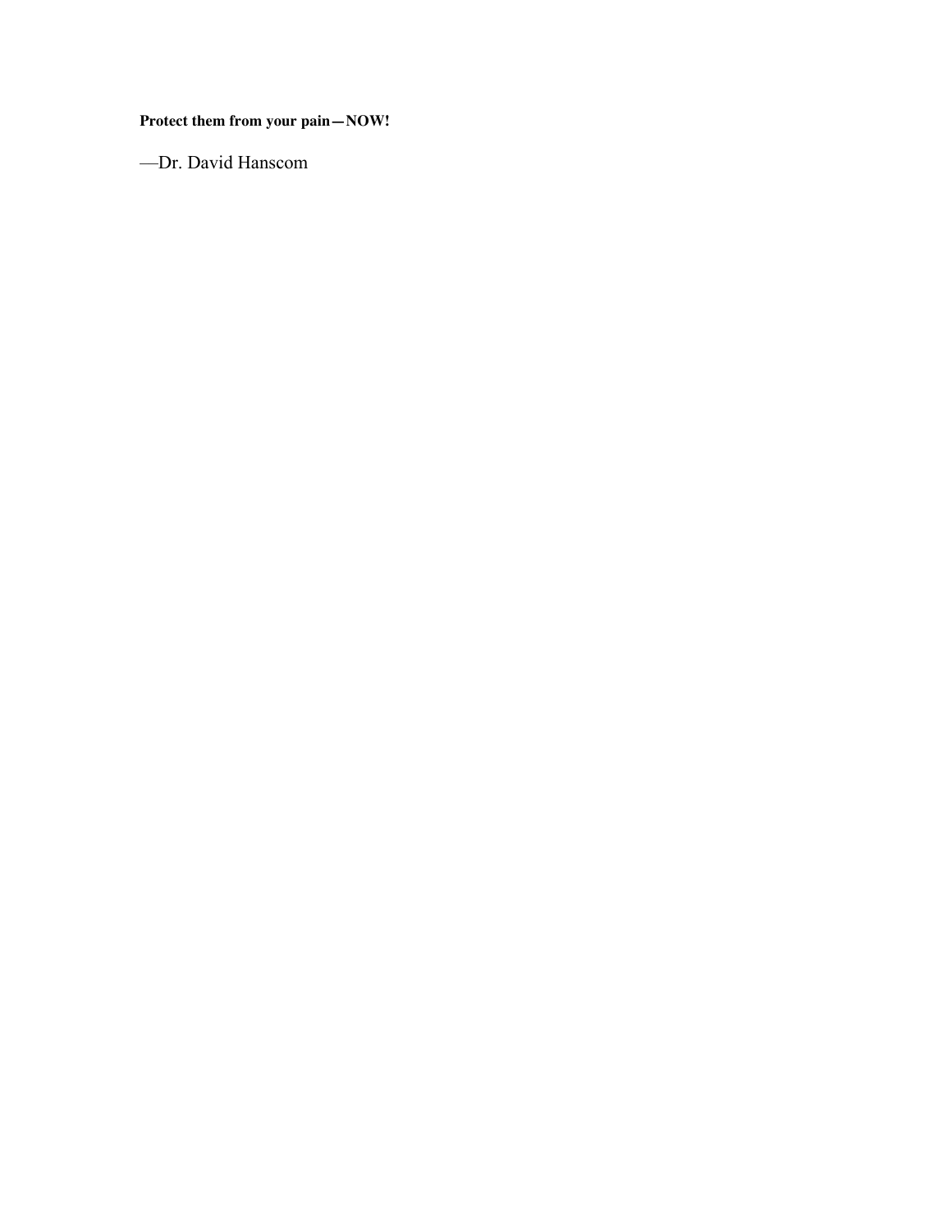**Protect them from your pain—NOW!**

—Dr. David Hanscom